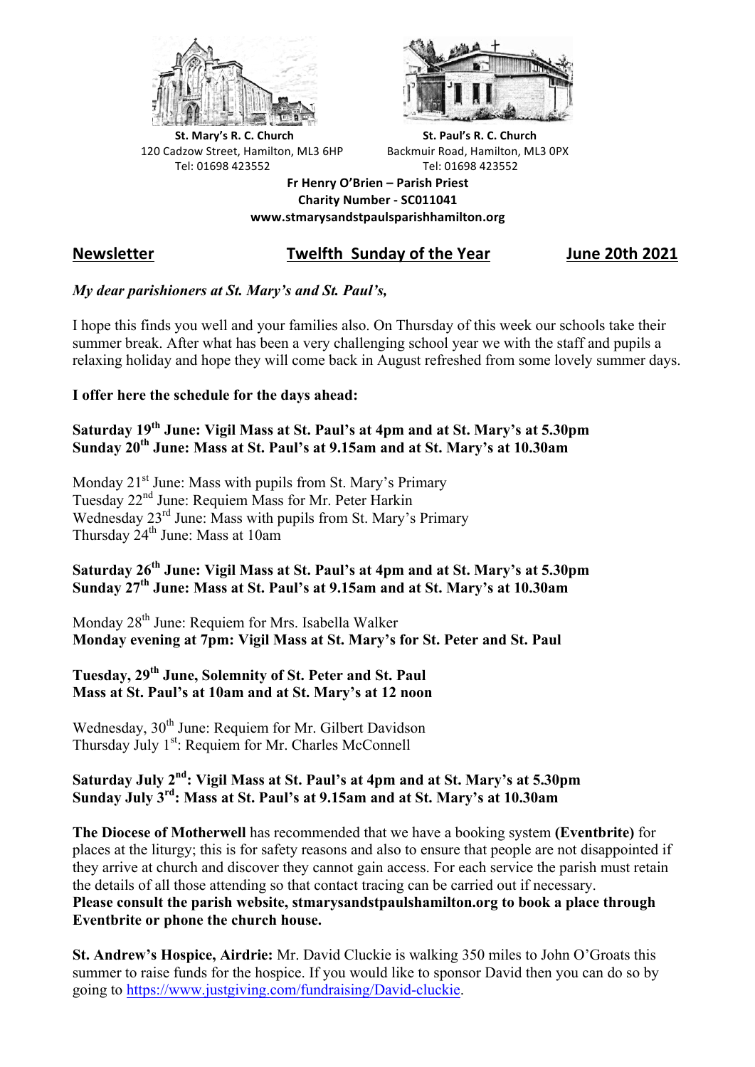**St. Mary's R. C. Church**
120 Cadzow Street, Hamilton, ML3 6HP
Tel: 01698 423552

**St. Paul's R. C. Church**
Backmuir Road, Hamilton, ML3 0PX
Tel: 01698 423552

**Fr Henry O'Brien – Parish Priest**
**Charity Number - SC011041**
**www.stmarysandstpaulsparishhamilton.org**

## Newsletter — Twelfth Sunday of the Year — June 20th 2021

*My dear parishioners at St. Mary's and St. Paul's,*

I hope this finds you well and your families also. On Thursday of this week our schools take their summer break. After what has been a very challenging school year we with the staff and pupils a relaxing holiday and hope they will come back in August refreshed from some lovely summer days.

**I offer here the schedule for the days ahead:**

**Saturday 19th June: Vigil Mass at St. Paul's at 4pm and at St. Mary's at 5.30pm**
**Sunday 20th June: Mass at St. Paul's at 9.15am and at St. Mary's at 10.30am**

Monday 21st June: Mass with pupils from St. Mary's Primary
Tuesday 22nd June: Requiem Mass for Mr. Peter Harkin
Wednesday 23rd June: Mass with pupils from St. Mary's Primary
Thursday 24th June: Mass at 10am

**Saturday 26th June: Vigil Mass at St. Paul's at 4pm and at St. Mary's at 5.30pm**
**Sunday 27th June: Mass at St. Paul's at 9.15am and at St. Mary's at 10.30am**

Monday 28th June: Requiem for Mrs. Isabella Walker
**Monday evening at 7pm: Vigil Mass at St. Mary's for St. Peter and St. Paul**

**Tuesday, 29th June, Solemnity of St. Peter and St. Paul**
**Mass at St. Paul's at 10am and at St. Mary's at 12 noon**

Wednesday, 30th June: Requiem for Mr. Gilbert Davidson
Thursday July 1st: Requiem for Mr. Charles McConnell

**Saturday July 2nd: Vigil Mass at St. Paul's at 4pm and at St. Mary's at 5.30pm**
**Sunday July 3rd: Mass at St. Paul's at 9.15am and at St. Mary's at 10.30am**

**The Diocese of Motherwell** has recommended that we have a booking system **(Eventbrite)** for places at the liturgy; this is for safety reasons and also to ensure that people are not disappointed if they arrive at church and discover they cannot gain access. For each service the parish must retain the details of all those attending so that contact tracing can be carried out if necessary.
**Please consult the parish website, stmarysandstpaulshamilton.org to book a place through Eventbrite or phone the church house.**

**St. Andrew's Hospice, Airdrie:** Mr. David Cluckie is walking 350 miles to John O'Groats this summer to raise funds for the hospice. If you would like to sponsor David then you can do so by going to https://www.justgiving.com/fundraising/David-cluckie.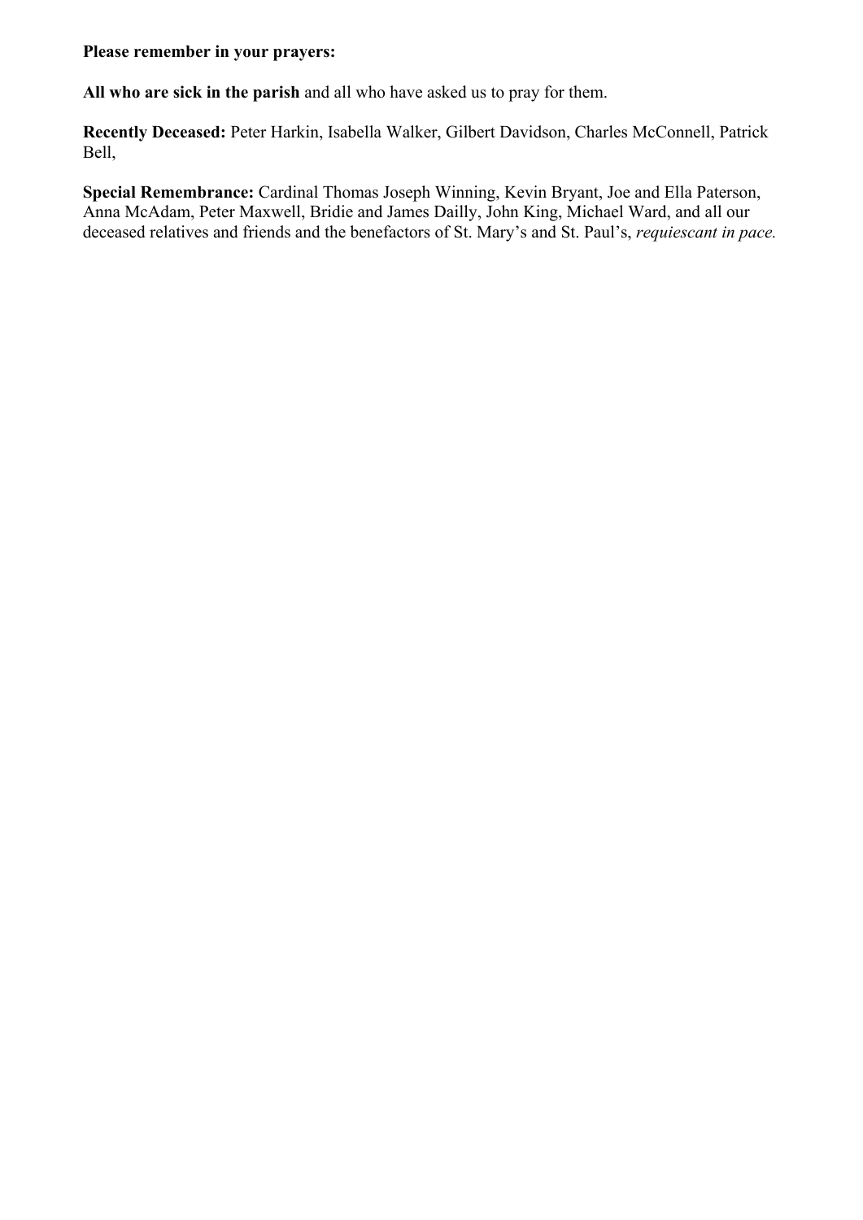**Please remember in your prayers:**

**All who are sick in the parish** and all who have asked us to pray for them.

**Recently Deceased:** Peter Harkin, Isabella Walker, Gilbert Davidson, Charles McConnell, Patrick Bell,

**Special Remembrance:** Cardinal Thomas Joseph Winning, Kevin Bryant, Joe and Ella Paterson, Anna McAdam, Peter Maxwell, Bridie and James Dailly, John King, Michael Ward, and all our deceased relatives and friends and the benefactors of St. Mary's and St. Paul's, *requiescant in pace.*